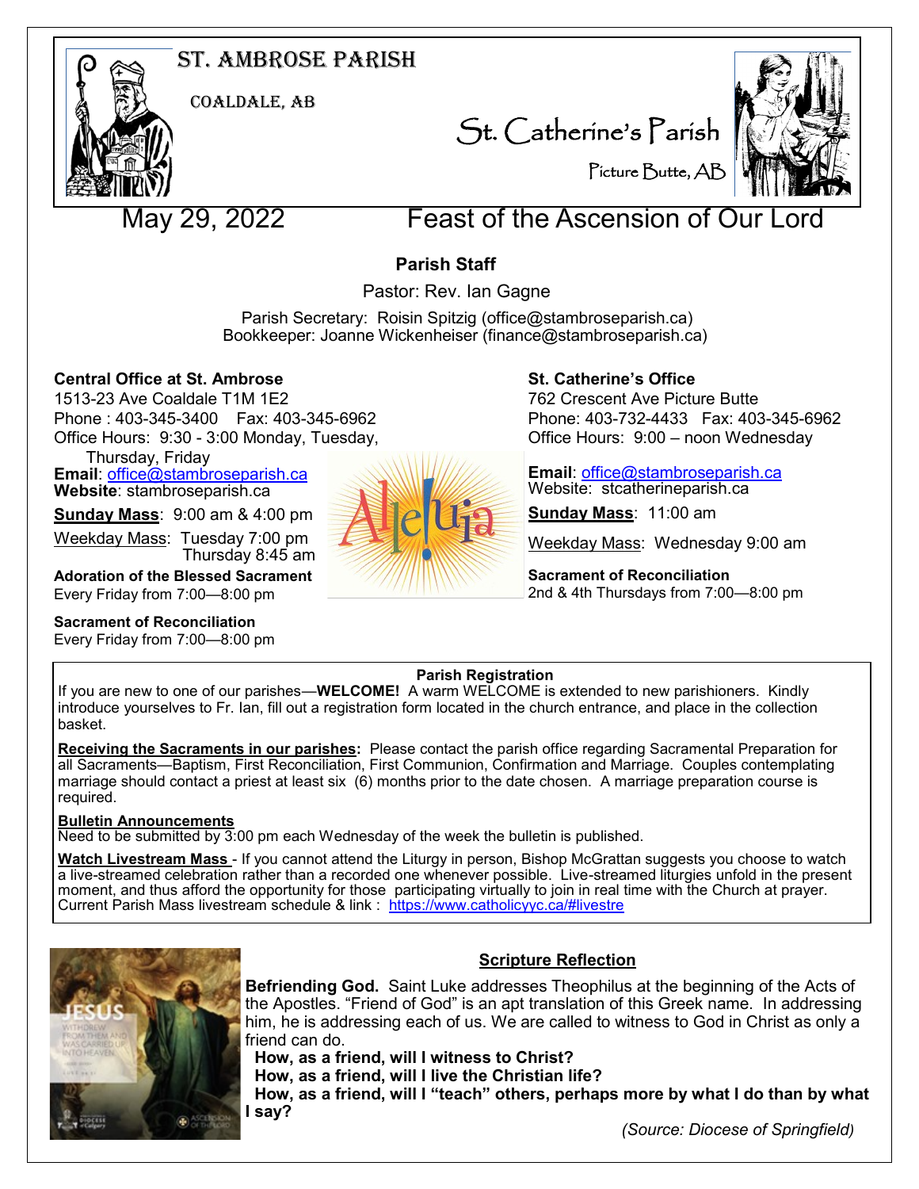# ST. AMBROSE PARISH

COALDALE, AB

# St. Catherine's Parish

Picture Butte, AB

## May 29, 2022 Feast of the Ascension of Our Lord

### Parish Staff

Pastor: Rev. Ian Gagne

Parish Secretary: Roisin Spitzig (office@stambroseparish.ca)
Bookkeeper: Joanne Wickenheiser (finance@stambroseparish.ca)

**Central Office at St. Ambrose**
1513-23 Ave Coaldale T1M 1E2
Phone : 403-345-3400 Fax: 403-345-6962
Office Hours: 9:30 - 3:00 Monday, Tuesday, Thursday, Friday
**Email**: office@stambroseparish.ca
**Website**: stambroseparish.ca

**Sunday Mass**: 9:00 am & 4:00 pm

Weekday Mass: Tuesday 7:00 pm
Thursday 8:45 am

**Adoration of the Blessed Sacrament**
Every Friday from 7:00—8:00 pm

**Sacrament of Reconciliation**
Every Friday from 7:00—8:00 pm

Alleluia

**St. Catherine's Office**
762 Crescent Ave Picture Butte
Phone: 403-732-4433 Fax: 403-345-6962
Office Hours: 9:00 – noon Wednesday

**Email**: office@stambroseparish.ca
Website: stcatherineparish.ca

**Sunday Mass**: 11:00 am

Weekday Mass: Wednesday 9:00 am

**Sacrament of Reconciliation**
2nd & 4th Thursdays from 7:00—8:00 pm

### Parish Registration

If you are new to one of our parishes—**WELCOME!** A warm WELCOME is extended to new parishioners. Kindly introduce yourselves to Fr. Ian, fill out a registration form located in the church entrance, and place in the collection basket.

**Receiving the Sacraments in our parishes:** Please contact the parish office regarding Sacramental Preparation for all Sacraments—Baptism, First Reconciliation, First Communion, Confirmation and Marriage. Couples contemplating marriage should contact a priest at least six (6) months prior to the date chosen. A marriage preparation course is required.

**Bulletin Announcements**
Need to be submitted by 3:00 pm each Wednesday of the week the bulletin is published.

**Watch Livestream Mass** - If you cannot attend the Liturgy in person, Bishop McGrattan suggests you choose to watch a live-streamed celebration rather than a recorded one whenever possible. Live-streamed liturgies unfold in the present moment, and thus afford the opportunity for those participating virtually to join in real time with the Church at prayer. Current Parish Mass livestream schedule & link : https://www.catholicyyc.ca/#livestre

### Scripture Reflection

**Befriending God.** Saint Luke addresses Theophilus at the beginning of the Acts of the Apostles. "Friend of God" is an apt translation of this Greek name. In addressing him, he is addressing each of us. We are called to witness to God in Christ as only a friend can do.

**How, as a friend, will I witness to Christ?**
**How, as a friend, will I live the Christian life?**
**How, as a friend, will I "teach" others, perhaps more by what I do than by what I say?**

*(Source: Diocese of Springfield)*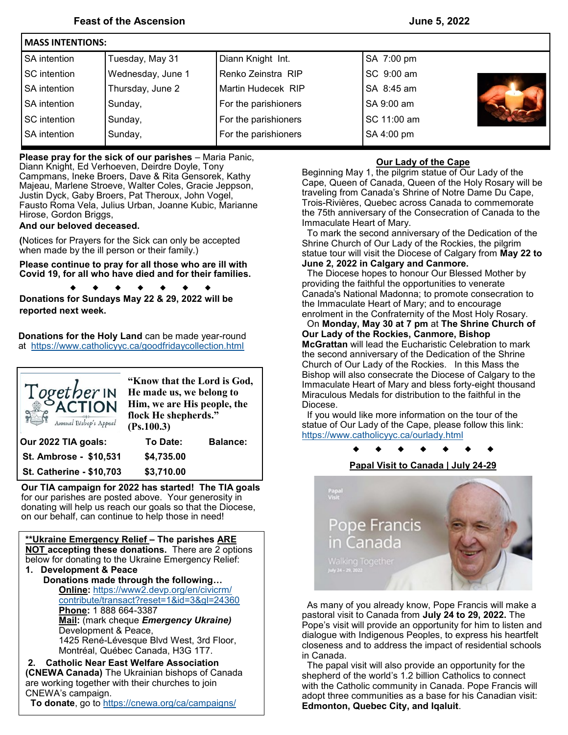**Feast of the Ascension** **June 5, 2022**

| MASS INTENTIONS: | | | |
|---|---|---|---|
| SA intention | Tuesday, May 31 | Diann Knight Int. | SA 7:00 pm |
| SC intention | Wednesday, June 1 | Renko Zeinstra RIP | SC 9:00 am |
| SA intention | Thursday, June 2 | Martin Hudecek RIP | SA 8:45 am |
| SA intention | Sunday, | For the parishioners | SA 9:00 am |
| SC intention | Sunday, | For the parishioners | SC 11:00 am |
| SA intention | Sunday, | For the parishioners | SA 4:00 pm |

**Please pray for the sick of our parishes** – Maria Panic, Diann Knight, Ed Verhoeven, Deirdre Doyle, Tony Campmans, Ineke Broers, Dave & Rita Gensorek, Kathy Majeau, Marlene Stroeve, Walter Coles, Gracie Jeppson, Justin Dyck, Gaby Broers, Pat Theroux, John Vogel, Fausto Roma Vela, Julius Urban, Joanne Kubic, Marianne Hirose, Gordon Briggs,

**And our beloved deceased.**

**(**Notices for Prayers for the Sick can only be accepted when made by the ill person or their family.)

**Please continue to pray for all those who are ill with Covid 19, for all who have died and for their families.**

◆ ◆ ◆ ◆ ◆ ◆ ◆

**Donations for Sundays May 22 & 29, 2022 will be reported next week.**

**Donations for the Holy Land** can be made year-round at https://www.catholicyyc.ca/goodfridaycollection.html

Together in Action — Annual Bishop's Appeal

**"Know that the Lord is God, He made us, we belong to Him, we are His people, the flock He shepherds." (Ps.100.3)**

| Our 2022 TIA goals: | To Date: | Balance: |
|---|---|---|
| St. Ambrose - $10,531 | $4,735.00 | |
| St. Catherine - $10,703 | $3,710.00 | |

**Our TIA campaign for 2022 has started! The TIA goals** for our parishes are posted above. Your generosity in donating will help us reach our goals so that the Diocese, on our behalf, can continue to help those in need!

**\*\*Ukraine Emergency Relief – The parishes ARE NOT accepting these donations.** There are 2 options below for donating to the Ukraine Emergency Relief:

1. **Development & Peace**
   **Donations made through the following…**
   **Online:** https://www2.devp.org/en/civicrm/contribute/transact?reset=1&id=3&gl=24360
   **Phone:** 1 888 664-3387
   **Mail:** (mark cheque ***Emergency Ukraine)***
   Development & Peace,
   1425 René-Lévesque Blvd West, 3rd Floor,
   Montréal, Québec Canada, H3G 1T7.
2. **Catholic Near East Welfare Association (CNEWA Canada)** The Ukrainian bishops of Canada are working together with their churches to join CNEWA's campaign.
   **To donate**, go to https://cnewa.org/ca/campaigns/

## Our Lady of the Cape

Beginning May 1, the pilgrim statue of Our Lady of the Cape, Queen of Canada, Queen of the Holy Rosary will be traveling from Canada's Shrine of Notre Dame Du Cape, Trois-Rivières, Quebec across Canada to commemorate the 75th anniversary of the Consecration of Canada to the Immaculate Heart of Mary.

To mark the second anniversary of the Dedication of the Shrine Church of Our Lady of the Rockies, the pilgrim statue tour will visit the Diocese of Calgary from **May 22 to June 2, 2022 in Calgary and Canmore.**

The Diocese hopes to honour Our Blessed Mother by providing the faithful the opportunities to venerate Canada's National Madonna; to promote consecration to the Immaculate Heart of Mary; and to encourage enrolment in the Confraternity of the Most Holy Rosary.

On **Monday, May 30 at 7 pm** at **The Shrine Church of Our Lady of the Rockies, Canmore, Bishop McGrattan** will lead the Eucharistic Celebration to mark the second anniversary of the Dedication of the Shrine Church of Our Lady of the Rockies. In this Mass the Bishop will also consecrate the Diocese of Calgary to the Immaculate Heart of Mary and bless forty-eight thousand Miraculous Medals for distribution to the faithful in the Diocese.

If you would like more information on the tour of the statue of Our Lady of the Cape, please follow this link: https://www.catholicyyc.ca/ourlady.html

◆ ◆ ◆ ◆ ◆ ◆ ◆

## Papal Visit to Canada | July 24-29

As many of you already know, Pope Francis will make a pastoral visit to Canada from **July 24 to 29, 2022.** The Pope's visit will provide an opportunity for him to listen and dialogue with Indigenous Peoples, to express his heartfelt closeness and to address the impact of residential schools in Canada.

The papal visit will also provide an opportunity for the shepherd of the world's 1.2 billion Catholics to connect with the Catholic community in Canada. Pope Francis will adopt three communities as a base for his Canadian visit: **Edmonton, Quebec City, and Iqaluit**.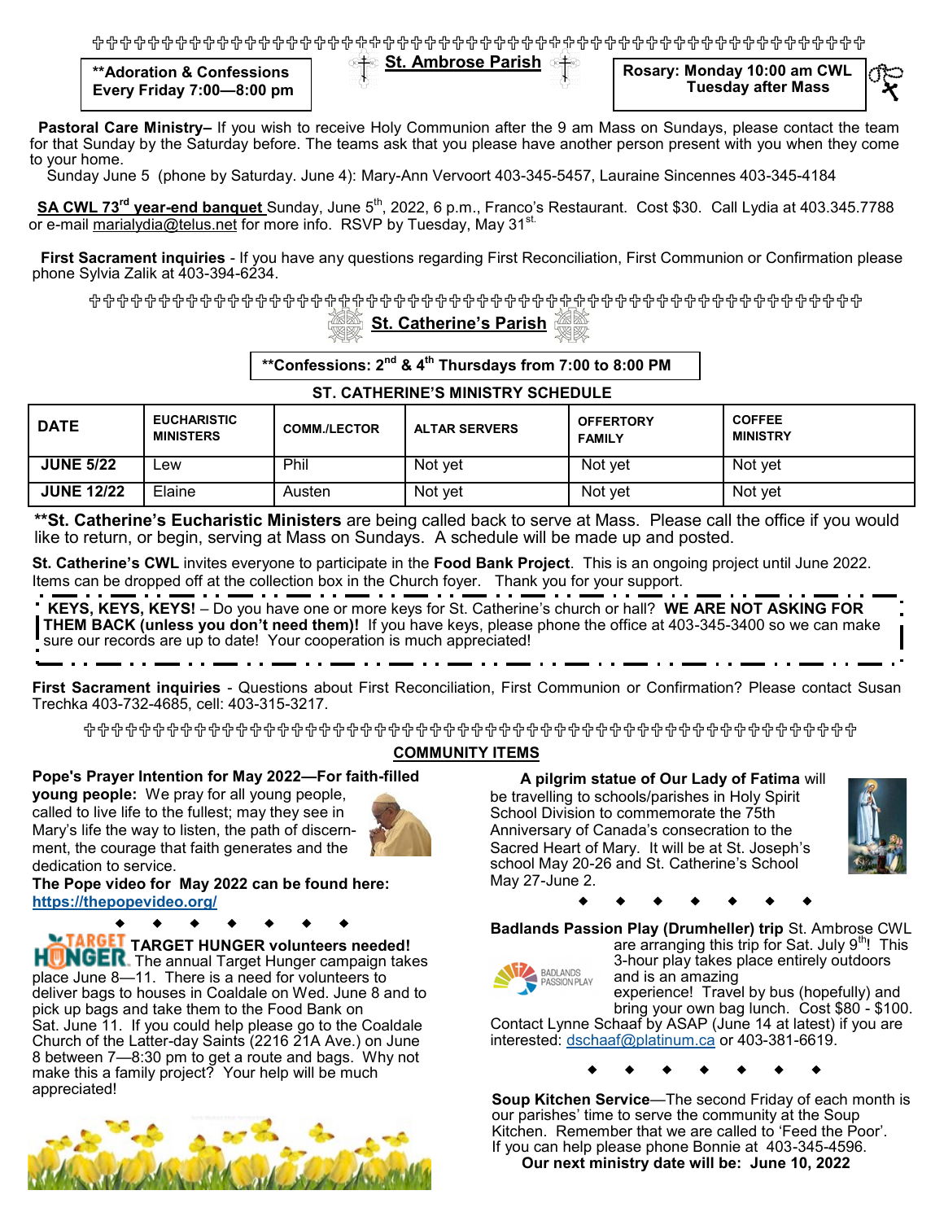**Adoration & Confessions Every Friday 7:00—8:00 pm**

## St. Ambrose Parish

**Rosary: Monday 10:00 am CWL Tuesday after Mass**

**Pastoral Care Ministry–** If you wish to receive Holy Communion after the 9 am Mass on Sundays, please contact the team for that Sunday by the Saturday before. The teams ask that you please have another person present with you when they come to your home.

Sunday June 5 (phone by Saturday. June 4): Mary-Ann Vervoort 403-345-5457, Lauraine Sincennes 403-345-4184

**SA CWL 73rd year-end banquet** Sunday, June 5th, 2022, 6 p.m., Franco's Restaurant. Cost $30. Call Lydia at 403.345.7788 or e-mail marialydia@telus.net for more info. RSVP by Tuesday, May 31st.

**First Sacrament inquiries** - If you have any questions regarding First Reconciliation, First Communion or Confirmation please phone Sylvia Zalik at 403-394-6234.

## St. Catherine's Parish

**Confessions: 2nd & 4th Thursdays from 7:00 to 8:00 PM**

**ST. CATHERINE'S MINISTRY SCHEDULE**

| DATE | EUCHARISTIC MINISTERS | COMM./LECTOR | ALTAR SERVERS | OFFERTORY FAMILY | COFFEE MINISTRY |
|---|---|---|---|---|---|
| JUNE 5/22 | Lew | Phil | Not yet | Not yet | Not yet |
| JUNE 12/22 | Elaine | Austen | Not yet | Not yet | Not yet |

**St. Catherine's Eucharistic Ministers** are being called back to serve at Mass. Please call the office if you would like to return, or begin, serving at Mass on Sundays. A schedule will be made up and posted.

**St. Catherine's CWL** invites everyone to participate in the **Food Bank Project**. This is an ongoing project until June 2022. Items can be dropped off at the collection box in the Church foyer. Thank you for your support.

**KEYS, KEYS, KEYS!** – Do you have one or more keys for St. Catherine's church or hall? **WE ARE NOT ASKING FOR THEM BACK (unless you don't need them)!** If you have keys, please phone the office at 403-345-3400 so we can make sure our records are up to date! Your cooperation is much appreciated!

**First Sacrament inquiries** - Questions about First Reconciliation, First Communion or Confirmation? Please contact Susan Trechka 403-732-4685, cell: 403-315-3217.

## COMMUNITY ITEMS

**Pope's Prayer Intention for May 2022—For faith-filled young people:** We pray for all young people, called to live life to the fullest; may they see in Mary's life the way to listen, the path of discernment, the courage that faith generates and the dedication to service.

**The Pope video for May 2022 can be found here:** https://thepopevideo.org/

**TARGET HUNGER volunteers needed!** The annual Target Hunger campaign takes place June 8—11. There is a need for volunteers to deliver bags to houses in Coaldale on Wed. June 8 and to pick up bags and take them to the Food Bank on Sat. June 11. If you could help please go to the Coaldale Church of the Latter-day Saints (2216 21A Ave.) on June 8 between 7—8:30 pm to get a route and bags. Why not make this a family project? Your help will be much appreciated!

**A pilgrim statue of Our Lady of Fatima** will be travelling to schools/parishes in Holy Spirit School Division to commemorate the 75th Anniversary of Canada's consecration to the Sacred Heart of Mary. It will be at St. Joseph's school May 20-26 and St. Catherine's School May 27-June 2.

**Badlands Passion Play (Drumheller) trip** St. Ambrose CWL are arranging this trip for Sat. July 9th! This 3-hour play takes place entirely outdoors and is an amazing experience! Travel by bus (hopefully) and bring your own bag lunch. Cost $80 - $100. Contact Lynne Schaaf by ASAP (June 14 at latest) if you are interested: dschaaf@platinum.ca or 403-381-6619.

**Soup Kitchen Service**—The second Friday of each month is our parishes' time to serve the community at the Soup Kitchen. Remember that we are called to 'Feed the Poor'. If you can help please phone Bonnie at 403-345-4596.

**Our next ministry date will be: June 10, 2022**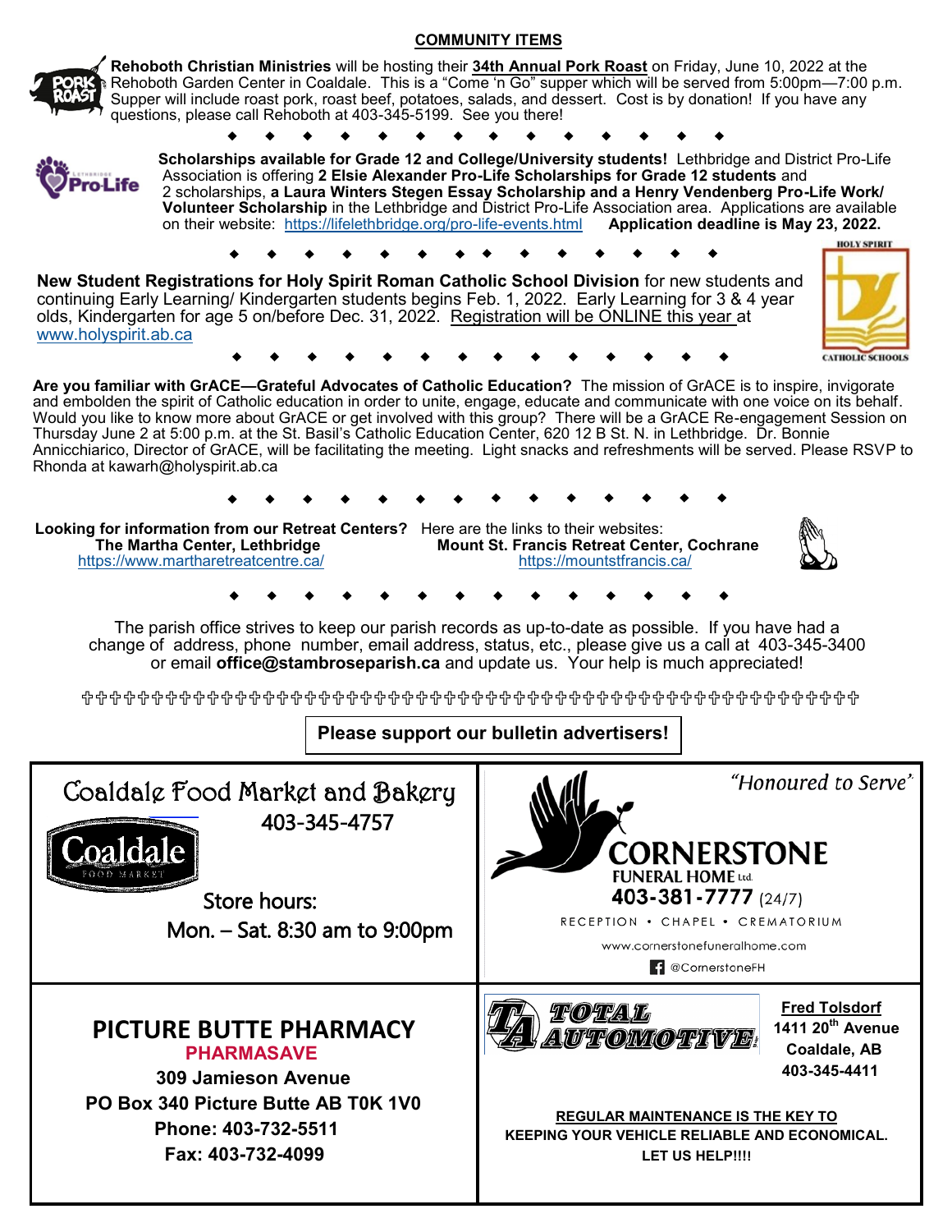## COMMUNITY ITEMS

**Rehoboth Christian Ministries** will be hosting their **34th Annual Pork Roast** on Friday, June 10, 2022 at the Rehoboth Garden Center in Coaldale. This is a "Come 'n Go" supper which will be served from 5:00pm—7:00 p.m. Supper will include roast pork, roast beef, potatoes, salads, and dessert. Cost is by donation! If you have any questions, please call Rehoboth at 403-345-5199. See you there!

◆ ◆ ◆ ◆ ◆ ◆ ◆ ◆ ◆ ◆ ◆ ◆ ◆ ◆ ◆ ◆

**Scholarships available for Grade 12 and College/University students!** Lethbridge and District Pro-Life Association is offering **2 Elsie Alexander Pro-Life Scholarships for Grade 12 students** and 2 scholarships, **a Laura Winters Stegen Essay Scholarship and a Henry Vendenberg Pro-Life Work/ Volunteer Scholarship** in the Lethbridge and District Pro-Life Association area. Applications are available on their website: https://lifelethbridge.org/pro-life-events.html **Application deadline is May 23, 2022.**

◆ ◆ ◆ ◆ ◆ ◆ ◆ ◆ ◆ ◆ ◆ ◆ ◆ ◆ ◆ ◆

**New Student Registrations for Holy Spirit Roman Catholic School Division** for new students and continuing Early Learning/ Kindergarten students begins Feb. 1, 2022. Early Learning for 3 & 4 year olds, Kindergarten for age 5 on/before Dec. 31, 2022. Registration will be ONLINE this year at www.holyspirit.ab.ca

◆ ◆ ◆ ◆ ◆ ◆ ◆ ◆ ◆ ◆ ◆ ◆ ◆ ◆ ◆ ◆

**Are you familiar with GrACE—Grateful Advocates of Catholic Education?** The mission of GrACE is to inspire, invigorate and embolden the spirit of Catholic education in order to unite, engage, educate and communicate with one voice on its behalf. Would you like to know more about GrACE or get involved with this group? There will be a GrACE Re-engagement Session on Thursday June 2 at 5:00 p.m. at the St. Basil's Catholic Education Center, 620 12 B St. N. in Lethbridge. Dr. Bonnie Annicchiarico, Director of GrACE, will be facilitating the meeting. Light snacks and refreshments will be served. Please RSVP to Rhonda at kawarh@holyspirit.ab.ca

◆ ◆ ◆ ◆ ◆ ◆ ◆ ◆ ◆ ◆ ◆ ◆ ◆ ◆ ◆ ◆

**Looking for information from our Retreat Centers?** Here are the links to their websites:

**The Martha Center, Lethbridge**
https://www.martharetreatcentre.ca/

**Mount St. Francis Retreat Center, Cochrane**
https://mountstfrancis.ca/

◆ ◆ ◆ ◆ ◆ ◆ ◆ ◆ ◆ ◆ ◆ ◆ ◆ ◆ ◆ ◆

The parish office strives to keep our parish records as up-to-date as possible. If you have had a change of address, phone number, email address, status, etc., please give us a call at 403-345-3400 or email **office@stambroseparish.ca** and update us. Your help is much appreciated!

**Please support our bulletin advertisers!**

Coaldale Food Market and Bakery
403-345-4757
Store hours:
Mon. – Sat. 8:30 am to 9:00pm

"Honoured to Serve"
**CORNERSTONE FUNERAL HOME Ltd.**
**403-381-7777** (24/7)
RECEPTION • CHAPEL • CREMATORIUM
www.cornerstonefuneralhome.com
@CornerstoneFH

**PICTURE BUTTE PHARMACY**
**PHARMASAVE**
**309 Jamieson Avenue**
**PO Box 340 Picture Butte AB T0K 1V0**
**Phone: 403-732-5511**
**Fax: 403-732-4099**

*TOTAL AUTOMOTIVE*
**Fred Tolsdorf**
**1411 20th Avenue**
**Coaldale, AB**
**403-345-4411**

**REGULAR MAINTENANCE IS THE KEY TO KEEPING YOUR VEHICLE RELIABLE AND ECONOMICAL. LET US HELP!!!!**